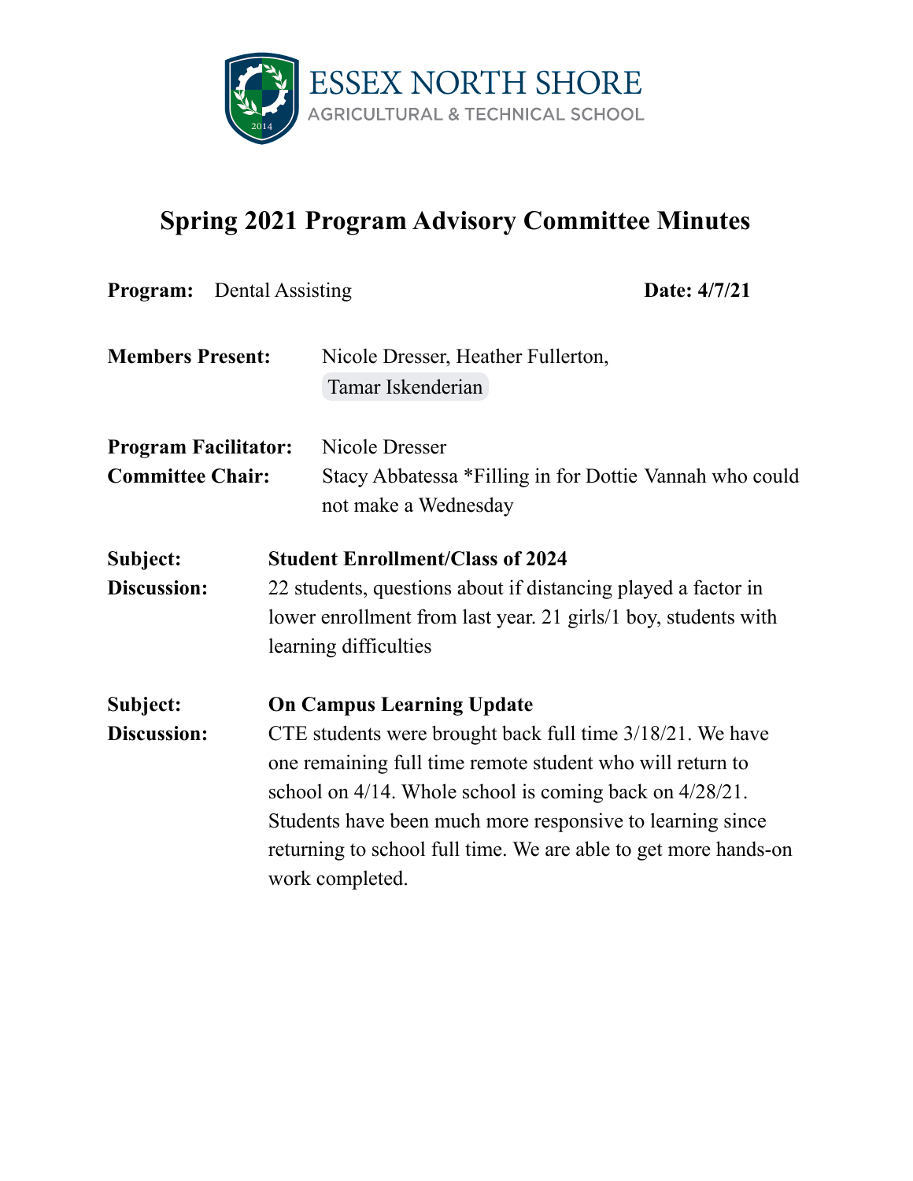ESSEX NORTH SHORE

AGRICULTURAL & TECHNICAL SCHOOL

# Spring 2021 Program Advisory Committee Minutes

**Program:** Dental Assisting **Date: 4/7/21**

**Members Present:** Nicole Dresser, Heather Fullerton, Tamar Iskenderian

**Program Facilitator:** Nicole Dresser

**Committee Chair:** Stacy Abbatessa *Filling in for Dottie Vannah who could not make a Wednesday

**Subject:** **Student Enrollment/Class of 2024**

**Discussion:** 22 students, questions about if distancing played a factor in lower enrollment from last year. 21 girls/1 boy, students with learning difficulties

**Subject:** **On Campus Learning Update**

**Discussion:** CTE students were brought back full time 3/18/21. We have one remaining full time remote student who will return to school on 4/14. Whole school is coming back on 4/28/21. Students have been much more responsive to learning since returning to school full time. We are able to get more hands-on work completed.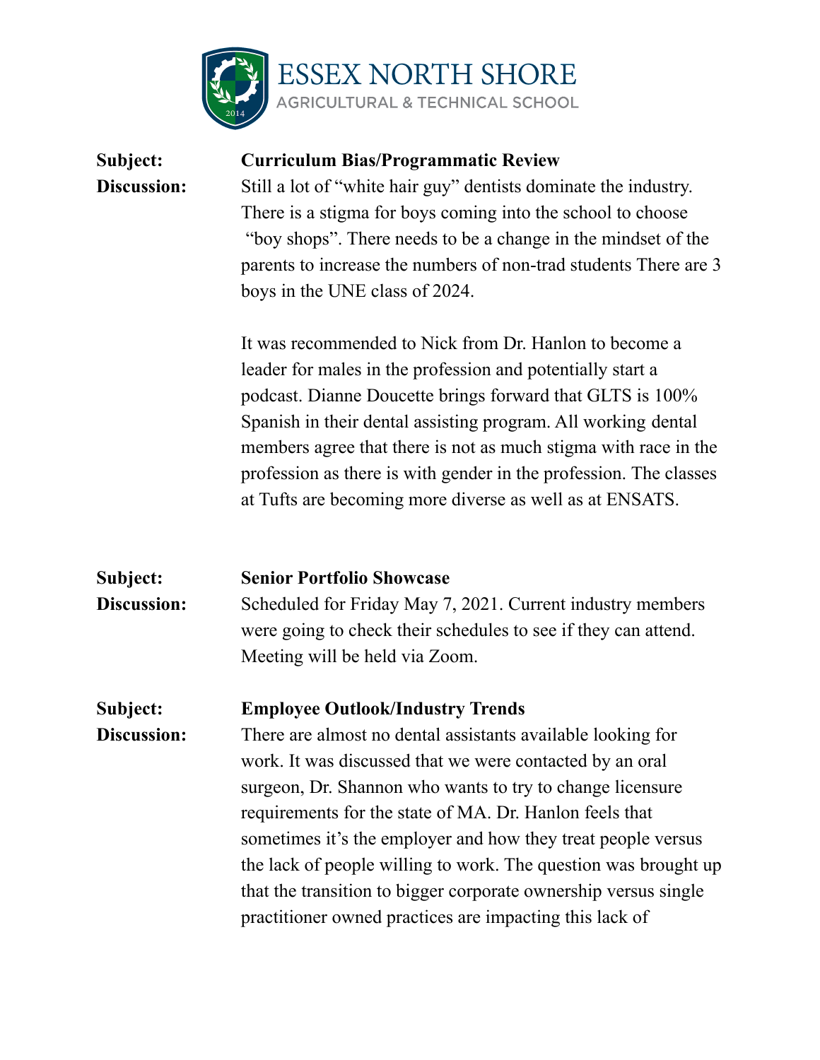**Subject:** **Curriculum Bias/Programmatic Review**

**Discussion:** Still a lot of "white hair guy" dentists dominate the industry. There is a stigma for boys coming into the school to choose "boy shops". There needs to be a change in the mindset of the parents to increase the numbers of non-trad students There are 3 boys in the UNE class of 2024.

It was recommended to Nick from Dr. Hanlon to become a leader for males in the profession and potentially start a podcast. Dianne Doucette brings forward that GLTS is 100% Spanish in their dental assisting program. All working dental members agree that there is not as much stigma with race in the profession as there is with gender in the profession. The classes at Tufts are becoming more diverse as well as at ENSATS.

**Subject:** **Senior Portfolio Showcase**

**Discussion:** Scheduled for Friday May 7, 2021. Current industry members were going to check their schedules to see if they can attend. Meeting will be held via Zoom.

**Subject:** **Employee Outlook/Industry Trends**

**Discussion:** There are almost no dental assistants available looking for work. It was discussed that we were contacted by an oral surgeon, Dr. Shannon who wants to try to change licensure requirements for the state of MA. Dr. Hanlon feels that sometimes it's the employer and how they treat people versus the lack of people willing to work. The question was brought up that the transition to bigger corporate ownership versus single practitioner owned practices are impacting this lack of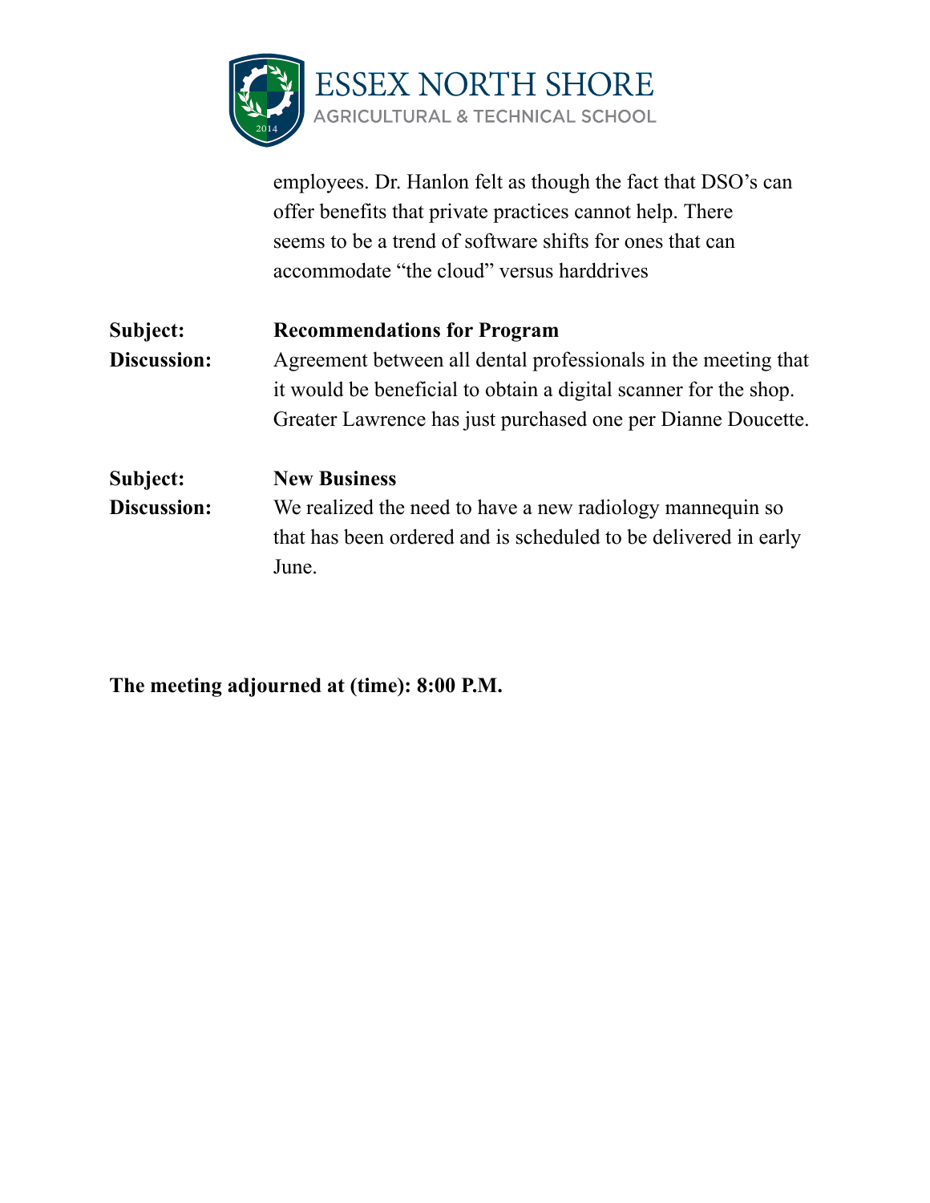employees. Dr. Hanlon felt as though the fact that DSO's can offer benefits that private practices cannot help. There seems to be a trend of software shifts for ones that can accommodate "the cloud" versus harddrives

**Subject:** **Recommendations for Program**

**Discussion:** Agreement between all dental professionals in the meeting that it would be beneficial to obtain a digital scanner for the shop. Greater Lawrence has just purchased one per Dianne Doucette.

**Subject:** **New Business**

**Discussion:** We realized the need to have a new radiology mannequin so that has been ordered and is scheduled to be delivered in early June.

**The meeting adjourned at (time): 8:00 P.M.**